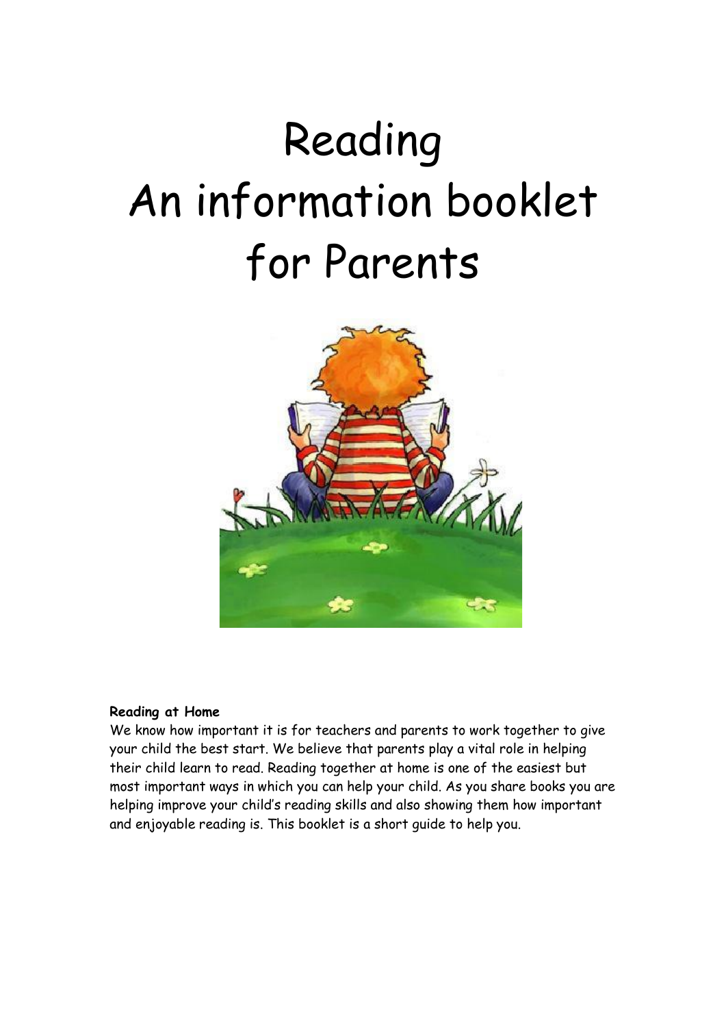# Reading
# An information booklet for Parents

**Reading at Home**

We know how important it is for teachers and parents to work together to give your child the best start. We believe that parents play a vital role in helping their child learn to read. Reading together at home is one of the easiest but most important ways in which you can help your child. As you share books you are helping improve your child's reading skills and also showing them how important and enjoyable reading is. This booklet is a short guide to help you.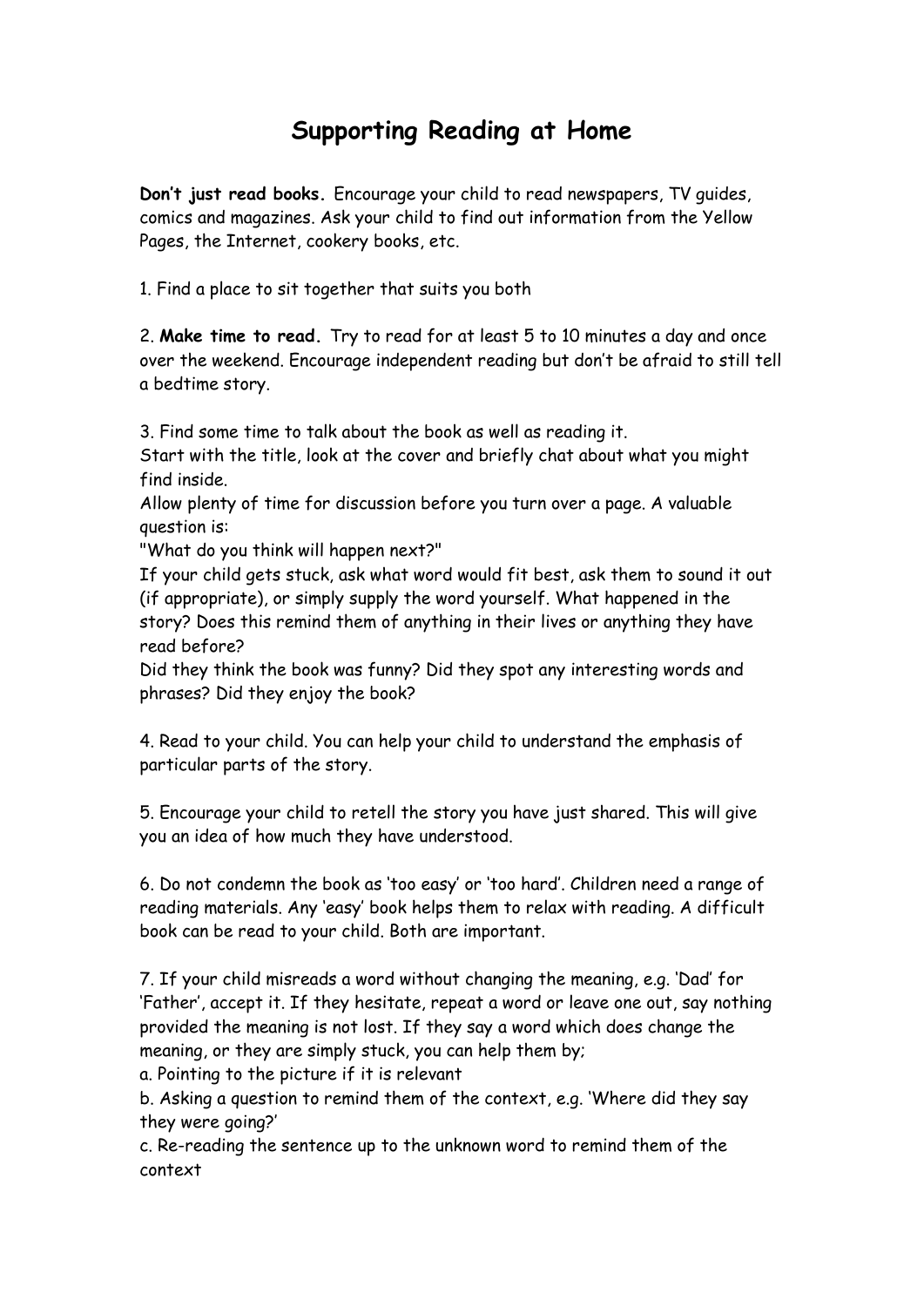# Supporting Reading at Home

**Don't just read books.** Encourage your child to read newspapers, TV guides, comics and magazines. Ask your child to find out information from the Yellow Pages, the Internet, cookery books, etc.

1. Find a place to sit together that suits you both

2. **Make time to read.** Try to read for at least 5 to 10 minutes a day and once over the weekend. Encourage independent reading but don't be afraid to still tell a bedtime story.

3. Find some time to talk about the book as well as reading it.
Start with the title, look at the cover and briefly chat about what you might find inside.
Allow plenty of time for discussion before you turn over a page. A valuable question is:
"What do you think will happen next?"
If your child gets stuck, ask what word would fit best, ask them to sound it out (if appropriate), or simply supply the word yourself. What happened in the story? Does this remind them of anything in their lives or anything they have read before?
Did they think the book was funny? Did they spot any interesting words and phrases? Did they enjoy the book?

4. Read to your child. You can help your child to understand the emphasis of particular parts of the story.

5. Encourage your child to retell the story you have just shared. This will give you an idea of how much they have understood.

6. Do not condemn the book as 'too easy' or 'too hard'. Children need a range of reading materials. Any 'easy' book helps them to relax with reading. A difficult book can be read to your child. Both are important.

7. If your child misreads a word without changing the meaning, e.g. 'Dad' for 'Father', accept it. If they hesitate, repeat a word or leave one out, say nothing provided the meaning is not lost. If they say a word which does change the meaning, or they are simply stuck, you can help them by;
a. Pointing to the picture if it is relevant
b. Asking a question to remind them of the context, e.g. 'Where did they say they were going?'
c. Re-reading the sentence up to the unknown word to remind them of the context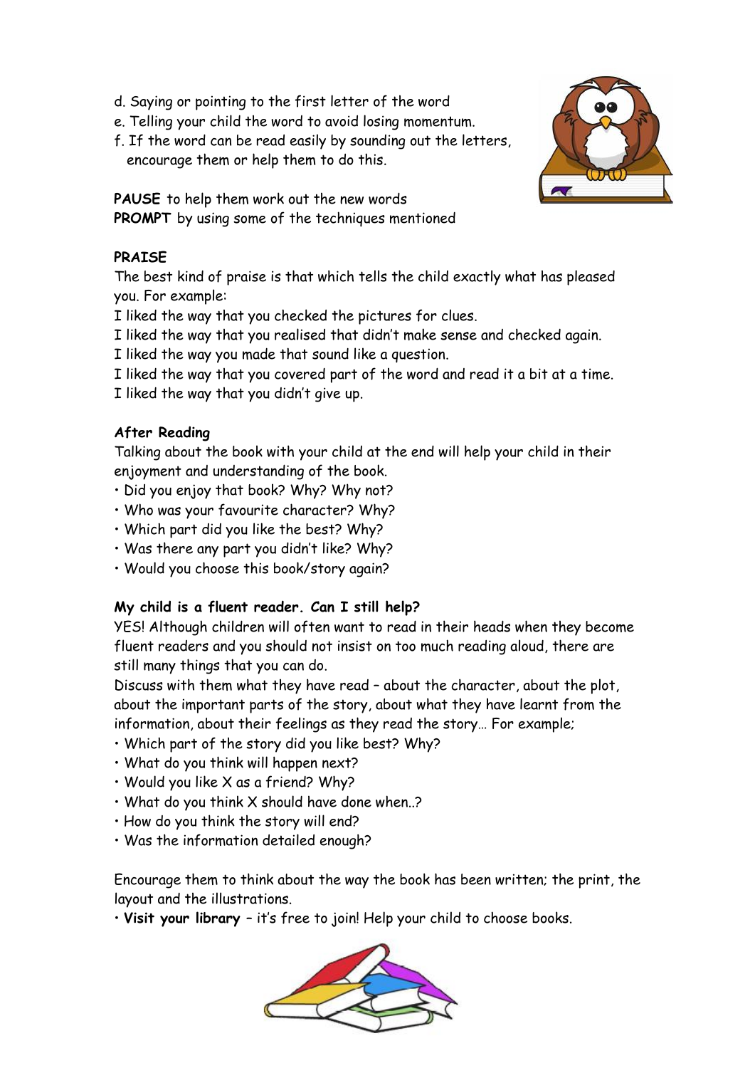d. Saying or pointing to the first letter of the word
e. Telling your child the word to avoid losing momentum.
f. If the word can be read easily by sounding out the letters, encourage them or help them to do this.

**PAUSE** to help them work out the new words
**PROMPT** by using some of the techniques mentioned

**PRAISE**

The best kind of praise is that which tells the child exactly what has pleased you. For example:
I liked the way that you checked the pictures for clues.
I liked the way that you realised that didn't make sense and checked again.
I liked the way you made that sound like a question.
I liked the way that you covered part of the word and read it a bit at a time.
I liked the way that you didn't give up.

**After Reading**

Talking about the book with your child at the end will help your child in their enjoyment and understanding of the book.

- Did you enjoy that book? Why? Why not?
- Who was your favourite character? Why?
- Which part did you like the best? Why?
- Was there any part you didn't like? Why?
- Would you choose this book/story again?

**My child is a fluent reader. Can I still help?**

YES! Although children will often want to read in their heads when they become fluent readers and you should not insist on too much reading aloud, there are still many things that you can do.
Discuss with them what they have read – about the character, about the plot, about the important parts of the story, about what they have learnt from the information, about their feelings as they read the story… For example;

- Which part of the story did you like best? Why?
- What do you think will happen next?
- Would you like X as a friend? Why?
- What do you think X should have done when..?
- How do you think the story will end?
- Was the information detailed enough?

Encourage them to think about the way the book has been written; the print, the layout and the illustrations.

- **Visit your library** – it's free to join! Help your child to choose books.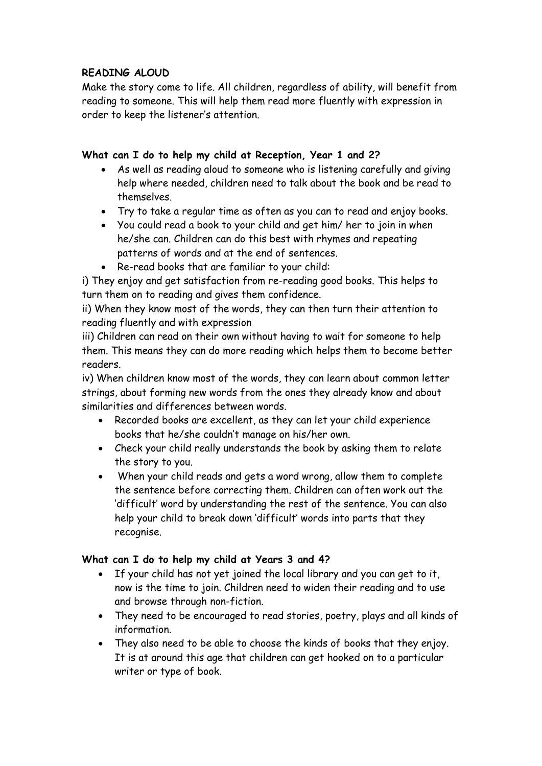**READING ALOUD**

Make the story come to life. All children, regardless of ability, will benefit from reading to someone. This will help them read more fluently with expression in order to keep the listener's attention.

**What can I do to help my child at Reception, Year 1 and 2?**

- As well as reading aloud to someone who is listening carefully and giving help where needed, children need to talk about the book and be read to themselves.
- Try to take a regular time as often as you can to read and enjoy books.
- You could read a book to your child and get him/ her to join in when he/she can. Children can do this best with rhymes and repeating patterns of words and at the end of sentences.
- Re-read books that are familiar to your child:

i) They enjoy and get satisfaction from re-reading good books. This helps to turn them on to reading and gives them confidence.

ii) When they know most of the words, they can then turn their attention to reading fluently and with expression

iii) Children can read on their own without having to wait for someone to help them. This means they can do more reading which helps them to become better readers.

iv) When children know most of the words, they can learn about common letter strings, about forming new words from the ones they already know and about similarities and differences between words.

- Recorded books are excellent, as they can let your child experience books that he/she couldn't manage on his/her own.
- Check your child really understands the book by asking them to relate the story to you.
- When your child reads and gets a word wrong, allow them to complete the sentence before correcting them. Children can often work out the 'difficult' word by understanding the rest of the sentence. You can also help your child to break down 'difficult' words into parts that they recognise.

**What can I do to help my child at Years 3 and 4?**

- If your child has not yet joined the local library and you can get to it, now is the time to join. Children need to widen their reading and to use and browse through non-fiction.
- They need to be encouraged to read stories, poetry, plays and all kinds of information.
- They also need to be able to choose the kinds of books that they enjoy. It is at around this age that children can get hooked on to a particular writer or type of book.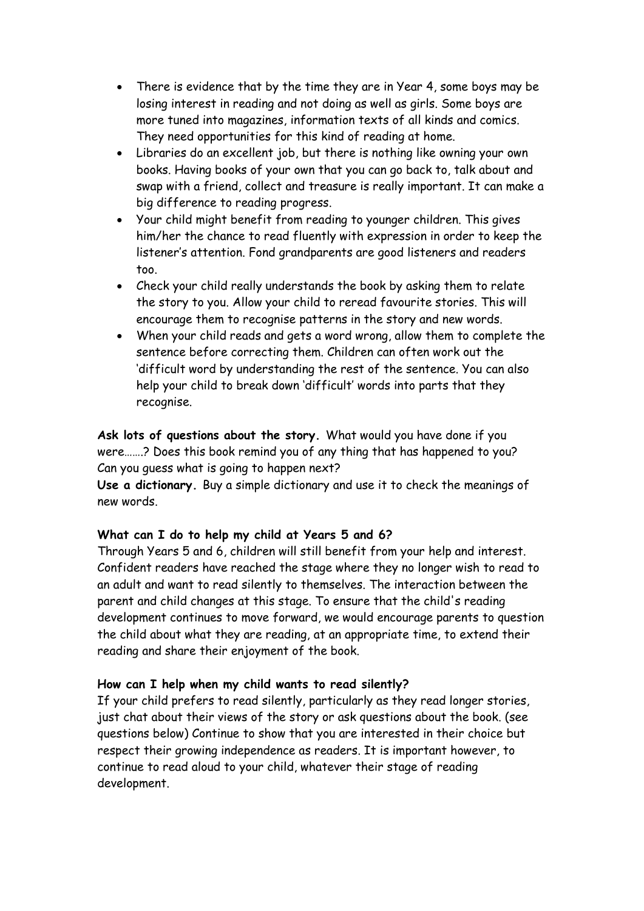- There is evidence that by the time they are in Year 4, some boys may be losing interest in reading and not doing as well as girls. Some boys are more tuned into magazines, information texts of all kinds and comics. They need opportunities for this kind of reading at home.
- Libraries do an excellent job, but there is nothing like owning your own books. Having books of your own that you can go back to, talk about and swap with a friend, collect and treasure is really important. It can make a big difference to reading progress.
- Your child might benefit from reading to younger children. This gives him/her the chance to read fluently with expression in order to keep the listener's attention. Fond grandparents are good listeners and readers too.
- Check your child really understands the book by asking them to relate the story to you. Allow your child to reread favourite stories. This will encourage them to recognise patterns in the story and new words.
- When your child reads and gets a word wrong, allow them to complete the sentence before correcting them. Children can often work out the 'difficult word by understanding the rest of the sentence. You can also help your child to break down 'difficult' words into parts that they recognise.

**Ask lots of questions about the story.** What would you have done if you were…….? Does this book remind you of any thing that has happened to you? Can you guess what is going to happen next?
**Use a dictionary.** Buy a simple dictionary and use it to check the meanings of new words.

**What can I do to help my child at Years 5 and 6?**
Through Years 5 and 6, children will still benefit from your help and interest. Confident readers have reached the stage where they no longer wish to read to an adult and want to read silently to themselves. The interaction between the parent and child changes at this stage. To ensure that the child's reading development continues to move forward, we would encourage parents to question the child about what they are reading, at an appropriate time, to extend their reading and share their enjoyment of the book.

**How can I help when my child wants to read silently?**
If your child prefers to read silently, particularly as they read longer stories, just chat about their views of the story or ask questions about the book. (see questions below) Continue to show that you are interested in their choice but respect their growing independence as readers. It is important however, to continue to read aloud to your child, whatever their stage of reading development.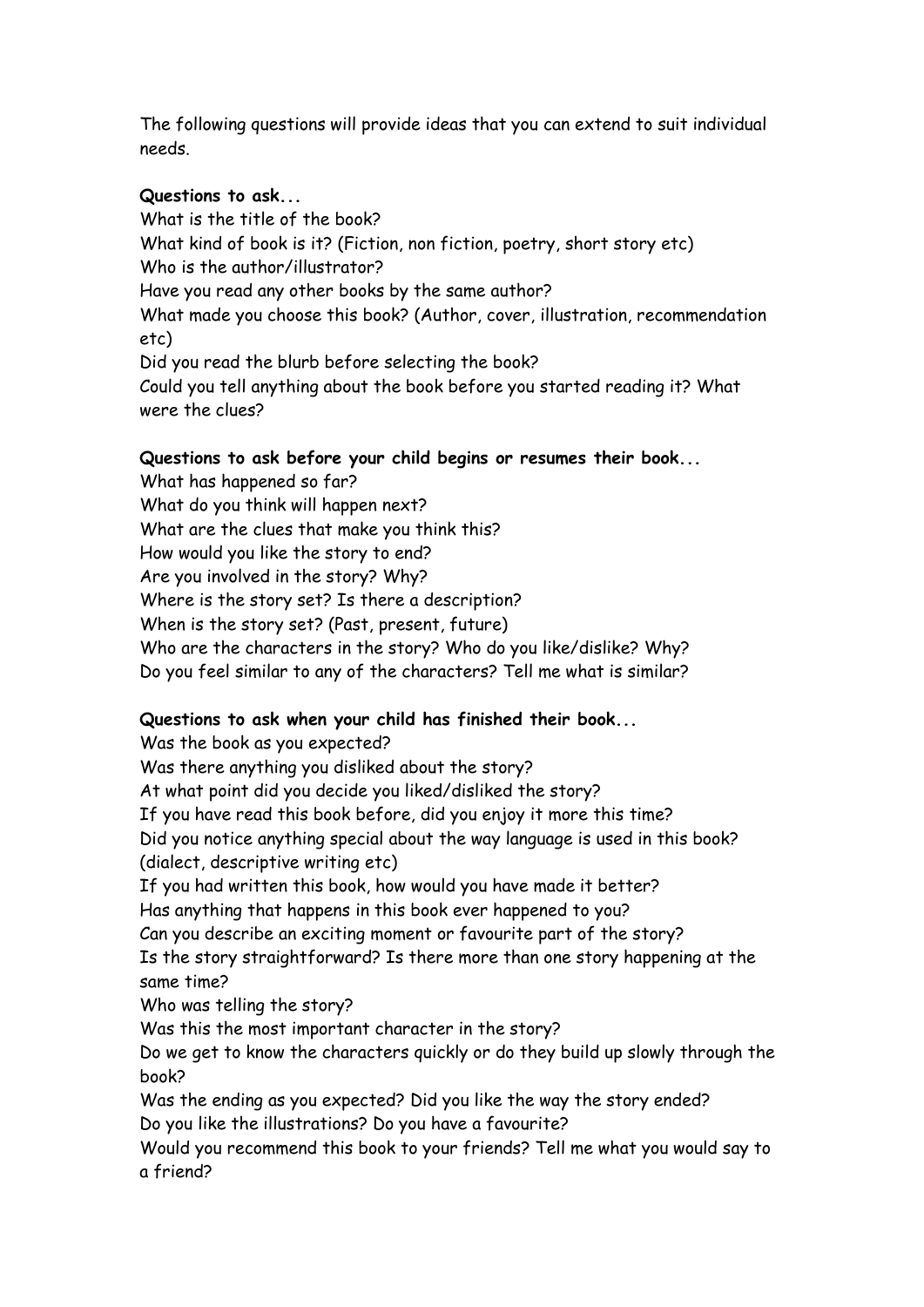The following questions will provide ideas that you can extend to suit individual needs.

**Questions to ask...**

What is the title of the book?
What kind of book is it? (Fiction, non fiction, poetry, short story etc)
Who is the author/illustrator?
Have you read any other books by the same author?
What made you choose this book? (Author, cover, illustration, recommendation etc)
Did you read the blurb before selecting the book?
Could you tell anything about the book before you started reading it? What were the clues?

**Questions to ask before your child begins or resumes their book...**

What has happened so far?
What do you think will happen next?
What are the clues that make you think this?
How would you like the story to end?
Are you involved in the story? Why?
Where is the story set? Is there a description?
When is the story set? (Past, present, future)
Who are the characters in the story? Who do you like/dislike? Why?
Do you feel similar to any of the characters? Tell me what is similar?

**Questions to ask when your child has finished their book...**

Was the book as you expected?
Was there anything you disliked about the story?
At what point did you decide you liked/disliked the story?
If you have read this book before, did you enjoy it more this time?
Did you notice anything special about the way language is used in this book? (dialect, descriptive writing etc)
If you had written this book, how would you have made it better?
Has anything that happens in this book ever happened to you?
Can you describe an exciting moment or favourite part of the story?
Is the story straightforward? Is there more than one story happening at the same time?
Who was telling the story?
Was this the most important character in the story?
Do we get to know the characters quickly or do they build up slowly through the book?
Was the ending as you expected? Did you like the way the story ended?
Do you like the illustrations? Do you have a favourite?
Would you recommend this book to your friends? Tell me what you would say to a friend?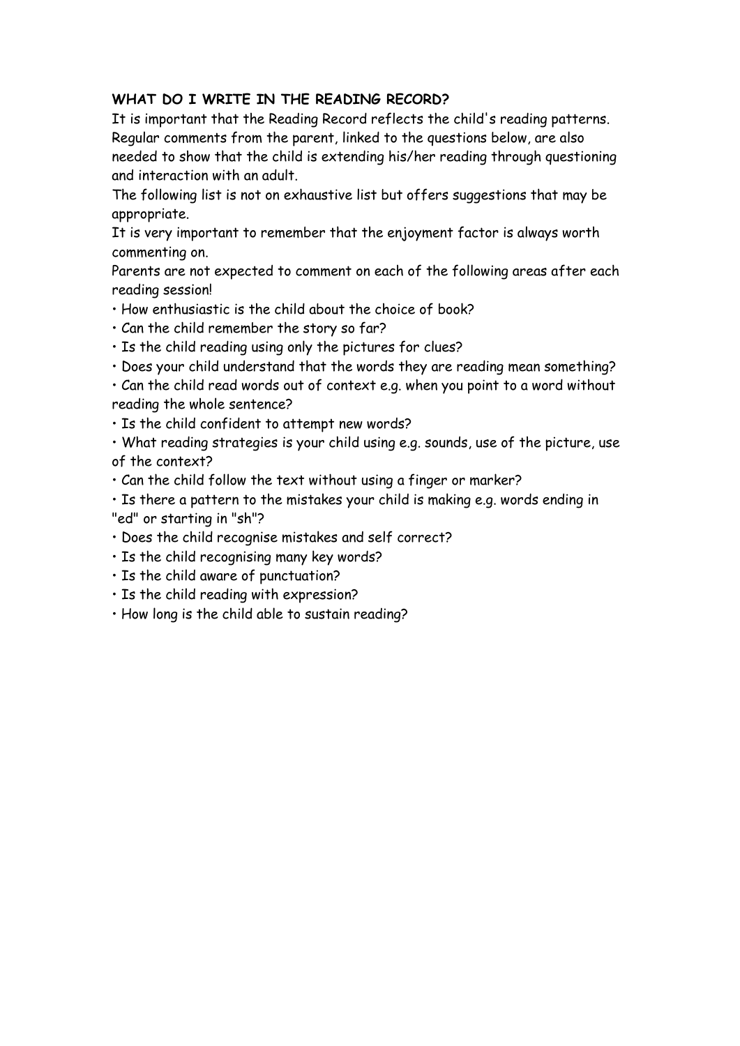**WHAT DO I WRITE IN THE READING RECORD?**

It is important that the Reading Record reflects the child's reading patterns. Regular comments from the parent, linked to the questions below, are also needed to show that the child is extending his/her reading through questioning and interaction with an adult.

The following list is not on exhaustive list but offers suggestions that may be appropriate.

It is very important to remember that the enjoyment factor is always worth commenting on.

Parents are not expected to comment on each of the following areas after each reading session!

- How enthusiastic is the child about the choice of book?
- Can the child remember the story so far?
- Is the child reading using only the pictures for clues?
- Does your child understand that the words they are reading mean something?
- Can the child read words out of context e.g. when you point to a word without reading the whole sentence?
- Is the child confident to attempt new words?
- What reading strategies is your child using e.g. sounds, use of the picture, use of the context?
- Can the child follow the text without using a finger or marker?
- Is there a pattern to the mistakes your child is making e.g. words ending in "ed" or starting in "sh"?
- Does the child recognise mistakes and self correct?
- Is the child recognising many key words?
- Is the child aware of punctuation?
- Is the child reading with expression?
- How long is the child able to sustain reading?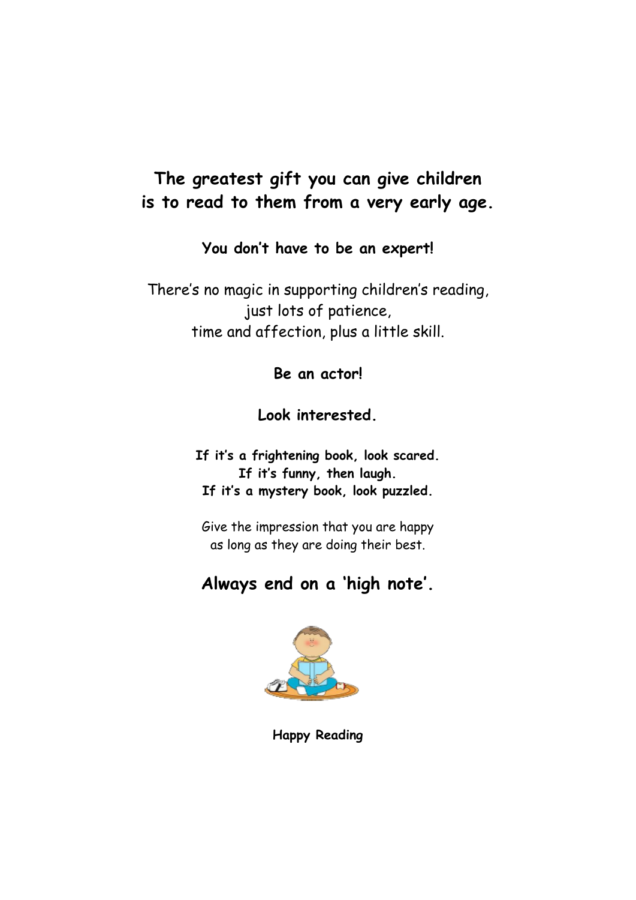**The greatest gift you can give children is to read to them from a very early age.**

**You don't have to be an expert!**

There's no magic in supporting children's reading, just lots of patience, time and affection, plus a little skill.

**Be an actor!**

**Look interested.**

**If it's a frightening book, look scared.**
**If it's funny, then laugh.**
**If it's a mystery book, look puzzled.**

Give the impression that you are happy as long as they are doing their best.

**Always end on a 'high note'.**

**Happy Reading**